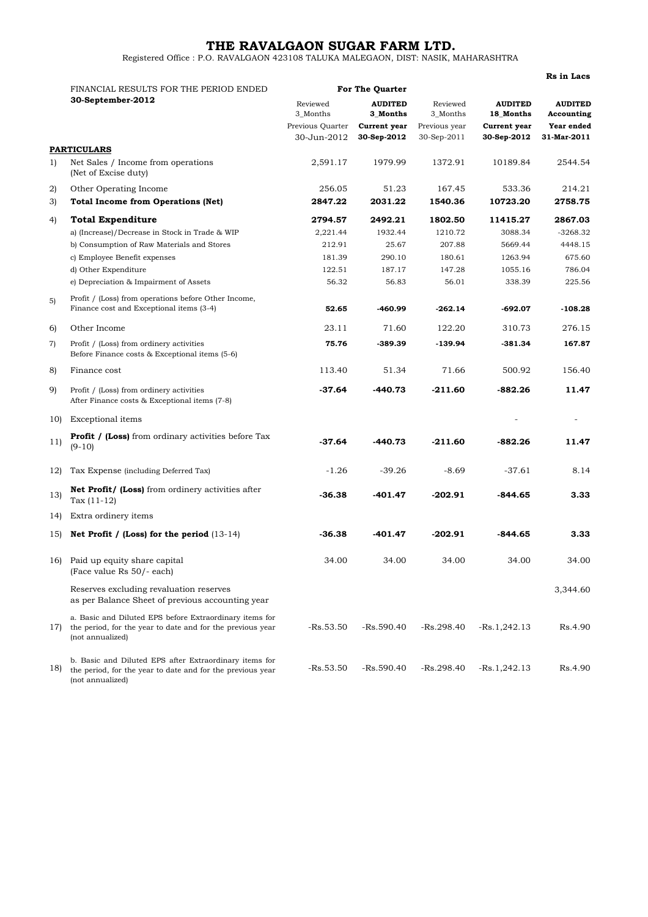# THE RAVALGAON SUGAR FARM LTD.

Registered Office : P.O. RAVALGAON 423108 TALUKA MALEGAON, DIST: NASIK, MAHARASHTRA

**Rs in Lacs**

| | FINANCIAL RESULTS FOR THE PERIOD ENDED **30-September-2012** | For The Quarter | | | | |
|---|---|---|---|---|---|---|
| | | Reviewed 3_Months Previous Quarter 30-Jun-2012 | **AUDITED 3_Months Current year 30-Sep-2012** | Reviewed 3_Months Previous year 30-Sep-2011 | **AUDITED 18_Months Current year 30-Sep-2012** | **AUDITED Accounting Year ended 31-Mar-2011** |
| | **PARTICULARS** | | | | | |
| 1) | Net Sales / Income from operations (Net of Excise duty) | 2,591.17 | 1979.99 | 1372.91 | 10189.84 | 2544.54 |
| 2) | Other Operating Income | 256.05 | 51.23 | 167.45 | 533.36 | 214.21 |
| 3) | **Total Income from Operations (Net)** | **2847.22** | **2031.22** | **1540.36** | **10723.20** | **2758.75** |
| 4) | **Total Expenditure** | **2794.57** | **2492.21** | **1802.50** | **11415.27** | **2867.03** |
| | a) (Increase)/Decrease in Stock in Trade & WIP | 2,221.44 | 1932.44 | 1210.72 | 3088.34 | -3268.32 |
| | b) Consumption of Raw Materials and Stores | 212.91 | 25.67 | 207.88 | 5669.44 | 4448.15 |
| | c) Employee Benefit expenses | 181.39 | 290.10 | 180.61 | 1263.94 | 675.60 |
| | d) Other Expenditure | 122.51 | 187.17 | 147.28 | 1055.16 | 786.04 |
| | e) Depreciation & Impairment of Assets | 56.32 | 56.83 | 56.01 | 338.39 | 225.56 |
| 5) | Profit / (Loss) from operations before Other Income, Finance cost and Exceptional items (3-4) | **52.65** | **-460.99** | **-262.14** | **-692.07** | **-108.28** |
| 6) | Other Income | 23.11 | 71.60 | 122.20 | 310.73 | 276.15 |
| 7) | Profit / (Loss) from ordinery activities Before Finance costs & Exceptional items (5-6) | **75.76** | **-389.39** | **-139.94** | **-381.34** | **167.87** |
| 8) | Finance cost | 113.40 | 51.34 | 71.66 | 500.92 | 156.40 |
| 9) | Profit / (Loss) from ordinery activities After Finance costs & Exceptional items (7-8) | **-37.64** | **-440.73** | **-211.60** | **-882.26** | **11.47** |
| 10) | Exceptional items | | | | - | - |
| 11) | **Profit / (Loss)** from ordinary activities before Tax (9-10) | **-37.64** | **-440.73** | **-211.60** | **-882.26** | **11.47** |
| 12) | Tax Expense (including Deferred Tax) | -1.26 | -39.26 | -8.69 | -37.61 | 8.14 |
| 13) | **Net Profit/ (Loss)** from ordinery activities after Tax (11-12) | **-36.38** | **-401.47** | **-202.91** | **-844.65** | **3.33** |
| 14) | Extra ordinery items | | | | | |
| 15) | **Net Profit / (Loss) for the period** (13-14) | **-36.38** | **-401.47** | **-202.91** | **-844.65** | **3.33** |
| 16) | Paid up equity share capital (Face value Rs 50/- each) | 34.00 | 34.00 | 34.00 | 34.00 | 34.00 |
| | Reserves excluding revaluation reserves as per Balance Sheet of previous accounting year | | | | | 3,344.60 |
| 17) | a. Basic and Diluted EPS before Extraordinary items for the period, for the year to date and for the previous year (not annualized) | -Rs.53.50 | -Rs.590.40 | -Rs.298.40 | -Rs.1,242.13 | Rs.4.90 |
| 18) | b. Basic and Diluted EPS after Extraordinary items for the period, for the year to date and for the previous year (not annualized) | -Rs.53.50 | -Rs.590.40 | -Rs.298.40 | -Rs.1,242.13 | Rs.4.90 |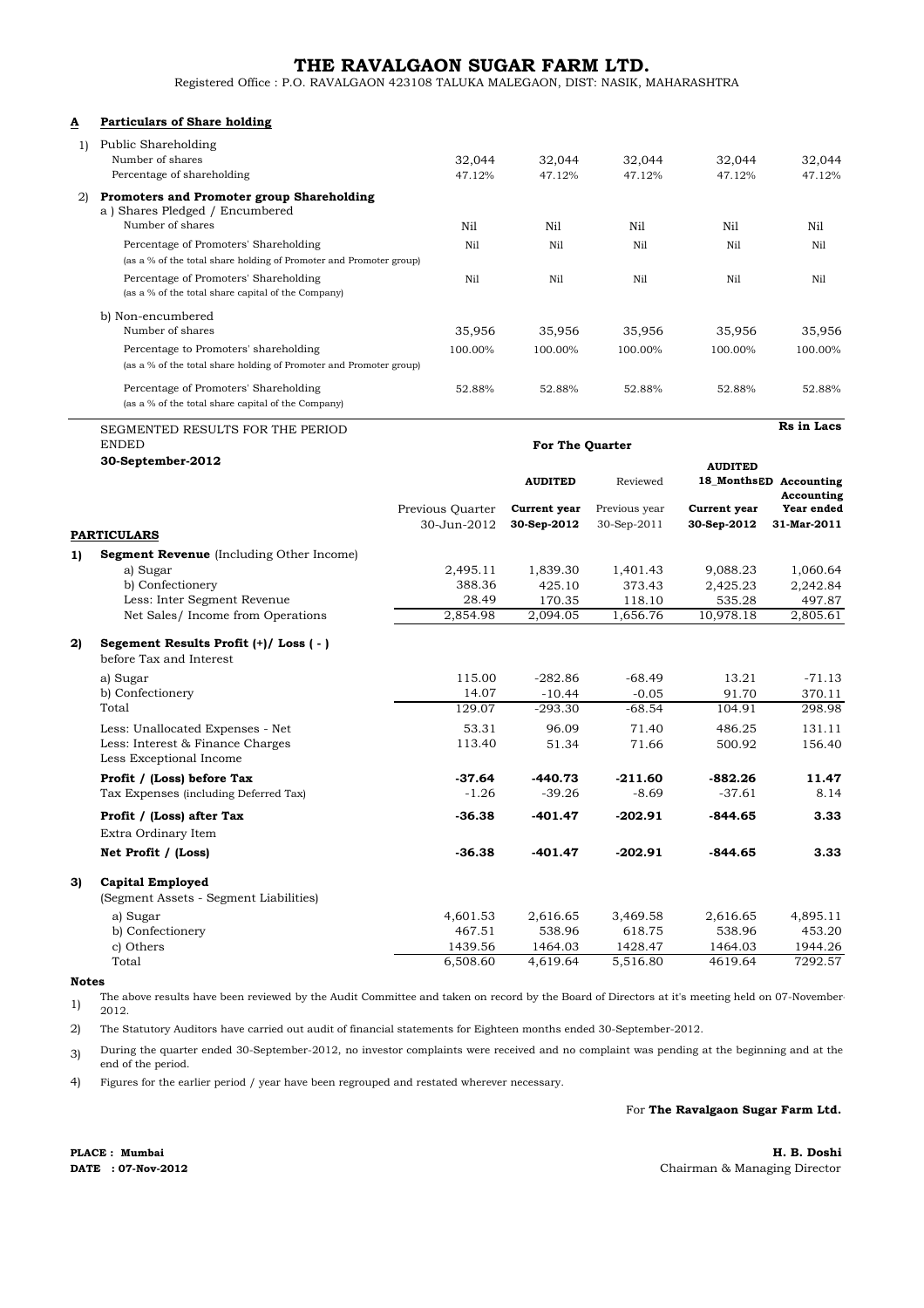# THE RAVALGAON SUGAR FARM LTD.

Registered Office : P.O. RAVALGAON 423108 TALUKA MALEGAON, DIST: NASIK, MAHARASHTRA

## A Particulars of Share holding

| | | | | | | |
|---|---|---|---|---|---|---|
| 1) | Public Shareholding | | | | | |
| | Number of shares | 32,044 | 32,044 | 32,044 | 32,044 | 32,044 |
| | Percentage of shareholding | 47.12% | 47.12% | 47.12% | 47.12% | 47.12% |
| 2) | **Promoters and Promoter group Shareholding** | | | | | |
| | a ) Shares Pledged / Encumbered | | | | | |
| | Number of shares | Nil | Nil | Nil | Nil | Nil |
| | Percentage of Promoters' Shareholding (as a % of the total share holding of Promoter and Promoter group) | Nil | Nil | Nil | Nil | Nil |
| | Percentage of Promoters' Shareholding (as a % of the total share capital of the Company) | Nil | Nil | Nil | Nil | Nil |
| | b) Non-encumbered | | | | | |
| | Number of shares | 35,956 | 35,956 | 35,956 | 35,956 | 35,956 |
| | Percentage to Promoters' shareholding (as a % of the total share holding of Promoter and Promoter group) | 100.00% | 100.00% | 100.00% | 100.00% | 100.00% |
| | Percentage of Promoters' Shareholding (as a % of the total share capital of the Company) | 52.88% | 52.88% | 52.88% | 52.88% | 52.88% |

SEGMENTED RESULTS FOR THE PERIOD ENDED **30-September-2012**

**Rs in Lacs**

| | | | For The Quarter | | | |
|---|---|---|---|---|---|---|
| | | | **AUDITED** | Reviewed | **AUDITED** 18_MonthsED Accounting | **Accounting** |
| | **PARTICULARS** | Previous Quarter 30-Jun-2012 | **Current year 30-Sep-2012** | Previous year 30-Sep-2011 | **Current year 30-Sep-2012** | **Year ended 31-Mar-2011** |
| **1)** | **Segment Revenue** (Including Other Income) | | | | | |
| | a) Sugar | 2,495.11 | 1,839.30 | 1,401.43 | 9,088.23 | 1,060.64 |
| | b) Confectionery | 388.36 | 425.10 | 373.43 | 2,425.23 | 2,242.84 |
| | Less: Inter Segment Revenue | 28.49 | 170.35 | 118.10 | 535.28 | 497.87 |
| | Net Sales/ Income from Operations | 2,854.98 | 2,094.05 | 1,656.76 | 10,978.18 | 2,805.61 |
| **2)** | **Segement Results Profit (+)/ Loss ( - )** before Tax and Interest | | | | | |
| | a) Sugar | 115.00 | -282.86 | -68.49 | 13.21 | -71.13 |
| | b) Confectionery | 14.07 | -10.44 | -0.05 | 91.70 | 370.11 |
| | Total | 129.07 | -293.30 | -68.54 | 104.91 | 298.98 |
| | Less: Unallocated Expenses - Net | 53.31 | 96.09 | 71.40 | 486.25 | 131.11 |
| | Less: Interest & Finance Charges | 113.40 | 51.34 | 71.66 | 500.92 | 156.40 |
| | Less Exceptional Income | | | | | |
| | **Profit / (Loss) before Tax** | **-37.64** | **-440.73** | **-211.60** | **-882.26** | **11.47** |
| | Tax Expenses (including Deferred Tax) | -1.26 | -39.26 | -8.69 | -37.61 | 8.14 |
| | **Profit / (Loss) after Tax** | **-36.38** | **-401.47** | **-202.91** | **-844.65** | **3.33** |
| | Extra Ordinary Item | | | | | |
| | **Net Profit / (Loss)** | **-36.38** | **-401.47** | **-202.91** | **-844.65** | **3.33** |
| **3)** | **Capital Employed** (Segment Assets - Segment Liabilities) | | | | | |
| | a) Sugar | 4,601.53 | 2,616.65 | 3,469.58 | 2,616.65 | 4,895.11 |
| | b) Confectionery | 467.51 | 538.96 | 618.75 | 538.96 | 453.20 |
| | c) Others | 1439.56 | 1464.03 | 1428.47 | 1464.03 | 1944.26 |
| | Total | 6,508.60 | 4,619.64 | 5,516.80 | 4619.64 | 7292.57 |

**Notes**

1) The above results have been reviewed by the Audit Committee and taken on record by the Board of Directors at it's meeting held on 07-November-2012.

2) The Statutory Auditors have carried out audit of financial statements for Eighteen months ended 30-September-2012.

3) During the quarter ended 30-September-2012, no investor complaints were received and no complaint was pending at the beginning and at the end of the period.

4) Figures for the earlier period / year have been regrouped and restated wherever necessary.

For **The Ravalgaon Sugar Farm Ltd.**

**PLACE : Mumbai**
**DATE : 07-Nov-2012**

**H. B. Doshi**
Chairman & Managing Director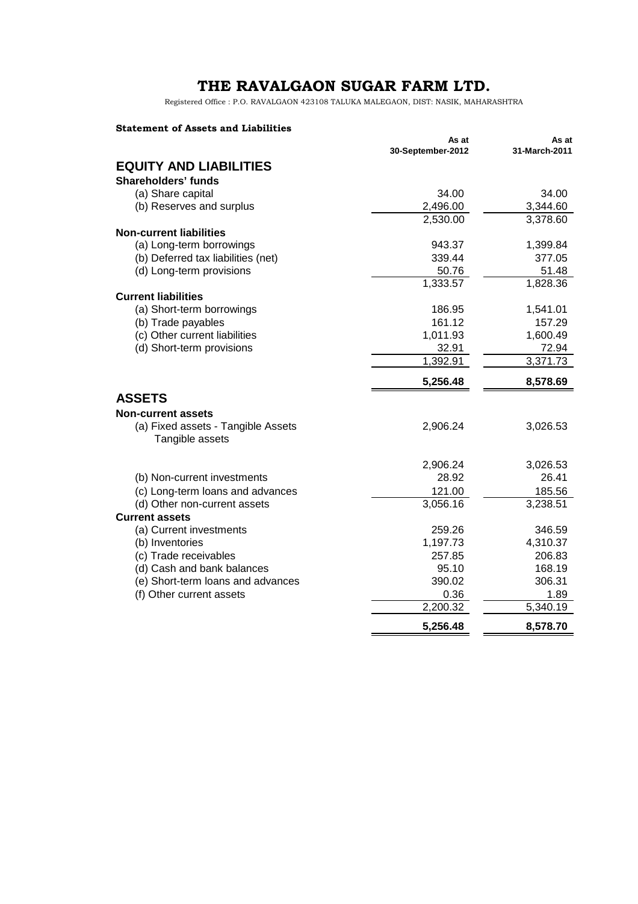# THE RAVALGAON SUGAR FARM LTD.

Registered Office : P.O. RAVALGAON 423108 TALUKA MALEGAON, DIST: NASIK, MAHARASHTRA

**Statement of Assets and Liabilities**

| | As at 30-September-2012 | As at 31-March-2011 |
|---|---|---|
| **EQUITY AND LIABILITIES** | | |
| **Shareholders' funds** | | |
| (a) Share capital | 34.00 | 34.00 |
| (b) Reserves and surplus | 2,496.00 | 3,344.60 |
| | 2,530.00 | 3,378.60 |
| **Non-current liabilities** | | |
| (a) Long-term borrowings | 943.37 | 1,399.84 |
| (b) Deferred tax liabilities (net) | 339.44 | 377.05 |
| (d) Long-term provisions | 50.76 | 51.48 |
| | 1,333.57 | 1,828.36 |
| **Current liabilities** | | |
| (a) Short-term borrowings | 186.95 | 1,541.01 |
| (b) Trade payables | 161.12 | 157.29 |
| (c) Other current liabilities | 1,011.93 | 1,600.49 |
| (d) Short-term provisions | 32.91 | 72.94 |
| | 1,392.91 | 3,371.73 |
| | **5,256.48** | **8,578.69** |
| **ASSETS** | | |
| **Non-current assets** | | |
| (a) Fixed assets - Tangible Assets Tangible assets | 2,906.24 | 3,026.53 |
| | 2,906.24 | 3,026.53 |
| (b) Non-current investments | 28.92 | 26.41 |
| (c) Long-term loans and advances | 121.00 | 185.56 |
| (d) Other non-current assets | 3,056.16 | 3,238.51 |
| **Current assets** | | |
| (a) Current investments | 259.26 | 346.59 |
| (b) Inventories | 1,197.73 | 4,310.37 |
| (c) Trade receivables | 257.85 | 206.83 |
| (d) Cash and bank balances | 95.10 | 168.19 |
| (e) Short-term loans and advances | 390.02 | 306.31 |
| (f) Other current assets | 0.36 | 1.89 |
| | 2,200.32 | 5,340.19 |
| | **5,256.48** | **8,578.70** |